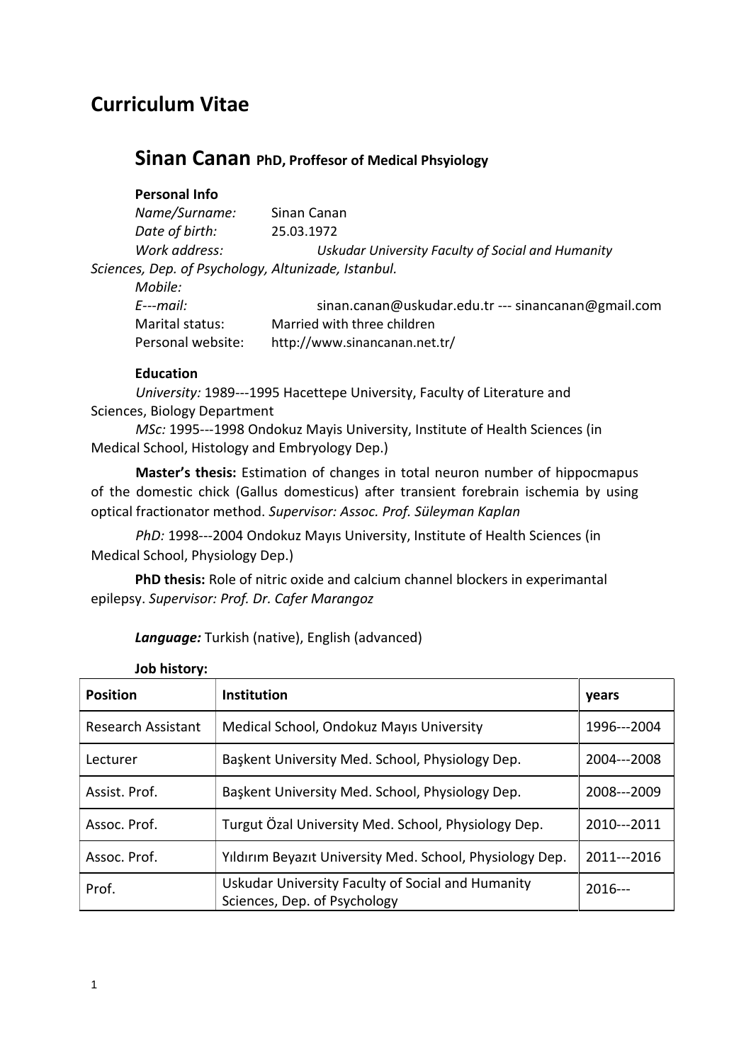# Curriculum Vitae

## Sinan Canan PhD, Proffesor of Medical Phsyiology

**Personal Info**

*Name/Surname:* Sinan Canan
*Date of birth:* 25.03.1972
*Work address:* *Uskudar University Faculty of Social and Humanity Sciences, Dep. of Psychology, Altunizade, Istanbul.*
*Mobile:*
*E---mail:* sinan.canan@uskudar.edu.tr --- sinancanan@gmail.com
Marital status: Married with three children
Personal website: http://www.sinancanan.net.tr/

**Education**

*University:* 1989---1995 Hacettepe University, Faculty of Literature and Sciences, Biology Department

*MSc:* 1995---1998 Ondokuz Mayis University, Institute of Health Sciences (in Medical School, Histology and Embryology Dep.)

**Master's thesis:** Estimation of changes in total neuron number of hippocmapus of the domestic chick (Gallus domesticus) after transient forebrain ischemia by using optical fractionator method. *Supervisor: Assoc. Prof. Süleyman Kaplan*

*PhD:* 1998---2004 Ondokuz Mayıs University, Institute of Health Sciences (in Medical School, Physiology Dep.)

**PhD thesis:** Role of nitric oxide and calcium channel blockers in experimantal epilepsy. *Supervisor: Prof. Dr. Cafer Marangoz*

***Language:*** Turkish (native), English (advanced)

**Job history:**

| Position | Institution | years |
|---|---|---|
| Research Assistant | Medical School, Ondokuz Mayıs University | 1996---2004 |
| Lecturer | Başkent University Med. School, Physiology Dep. | 2004---2008 |
| Assist. Prof. | Başkent University Med. School, Physiology Dep. | 2008---2009 |
| Assoc. Prof. | Turgut Özal University Med. School, Physiology Dep. | 2010---2011 |
| Assoc. Prof. | Yıldırım Beyazıt University Med. School, Physiology Dep. | 2011---2016 |
| Prof. | Uskudar University Faculty of Social and Humanity Sciences, Dep. of Psychology | 2016--- |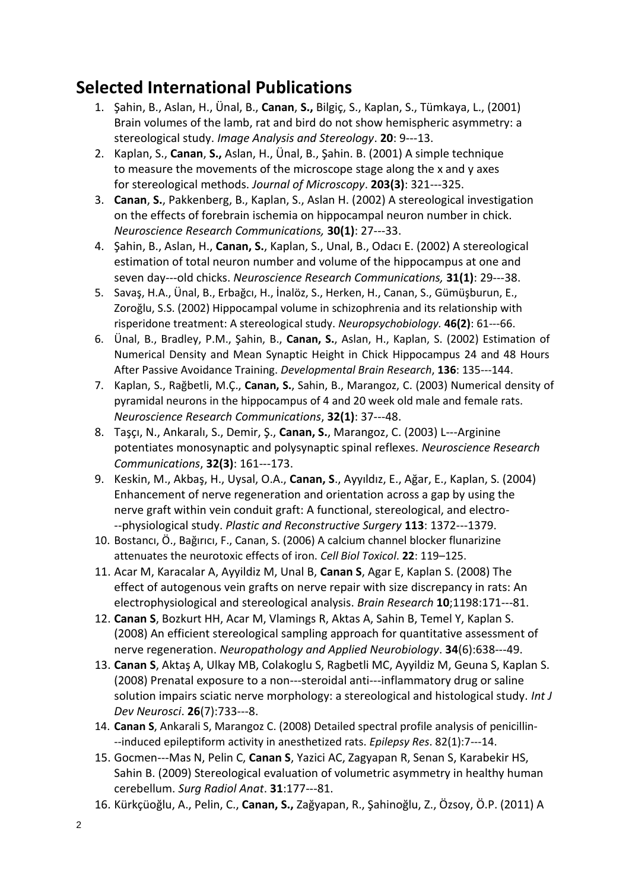## Selected International Publications

1. Şahin, B., Aslan, H., Ünal, B., **Canan**, **S.,** Bilgiç, S., Kaplan, S., Tümkaya, L., (2001) Brain volumes of the lamb, rat and bird do not show hemispheric asymmetry: a stereological study. *Image Analysis and Stereology*. **20**: 9---13.
2. Kaplan, S., **Canan**, **S.,** Aslan, H., Ünal, B., Şahin. B. (2001) A simple technique to measure the movements of the microscope stage along the x and y axes for stereological methods. *Journal of Microscopy*. **203(3)**: 321---325.
3. **Canan**, **S.**, Pakkenberg, B., Kaplan, S., Aslan H. (2002) A stereological investigation on the effects of forebrain ischemia on hippocampal neuron number in chick. *Neuroscience Research Communications,* **30(1)**: 27---33.
4. Şahin, B., Aslan, H., **Canan, S.**, Kaplan, S., Unal, B., Odacı E. (2002) A stereological estimation of total neuron number and volume of the hippocampus at one and seven day---old chicks. *Neuroscience Research Communications,* **31(1)**: 29---38.
5. Savaş, H.A., Ünal, B., Erbağcı, H., İnalöz, S., Herken, H., Canan, S., Gümüşburun, E., Zoroğlu, S.S. (2002) Hippocampal volume in schizophrenia and its relationship with risperidone treatment: A stereological study. *Neuropsychobiology*. **46(2)**: 61---66.
6. Ünal, B., Bradley, P.M., Şahin, B., **Canan, S.**, Aslan, H., Kaplan, S. (2002) Estimation of Numerical Density and Mean Synaptic Height in Chick Hippocampus 24 and 48 Hours After Passive Avoidance Training. *Developmental Brain Research*, **136**: 135---144.
7. Kaplan, S., Rağbetli, M.Ç., **Canan, S.**, Sahin, B., Marangoz, C. (2003) Numerical density of pyramidal neurons in the hippocampus of 4 and 20 week old male and female rats. *Neuroscience Research Communications*, **32(1)**: 37---48.
8. Taşçı, N., Ankaralı, S., Demir, Ş., **Canan, S.**, Marangoz, C. (2003) L---Arginine potentiates monosynaptic and polysynaptic spinal reflexes. *Neuroscience Research Communications*, **32(3)**: 161---173.
9. Keskin, M., Akbaş, H., Uysal, O.A., **Canan, S**., Ayyıldız, E., Ağar, E., Kaplan, S. (2004) Enhancement of nerve regeneration and orientation across a gap by using the nerve graft within vein conduit graft: A functional, stereological, and electro---physiological study. *Plastic and Reconstructive Surgery* **113**: 1372---1379.
10. Bostancı, Ö., Bağırıcı, F., Canan, S. (2006) A calcium channel blocker flunarizine attenuates the neurotoxic effects of iron. *Cell Biol Toxicol*. **22**: 119–125.
11. Acar M, Karacalar A, Ayyildiz M, Unal B, **Canan S**, Agar E, Kaplan S. (2008) The effect of autogenous vein grafts on nerve repair with size discrepancy in rats: An electrophysiological and stereological analysis. *Brain Research* **10**;1198:171---81.
12. **Canan S**, Bozkurt HH, Acar M, Vlamings R, Aktas A, Sahin B, Temel Y, Kaplan S. (2008) An efficient stereological sampling approach for quantitative assessment of nerve regeneration. *Neuropathology and Applied Neurobiology*. **34**(6):638---49.
13. **Canan S**, Aktaş A, Ulkay MB, Colakoglu S, Ragbetli MC, Ayyildiz M, Geuna S, Kaplan S. (2008) Prenatal exposure to a non---steroidal anti---inflammatory drug or saline solution impairs sciatic nerve morphology: a stereological and histological study. *Int J Dev Neurosci*. **26**(7):733---8.
14. **Canan S**, Ankarali S, Marangoz C. (2008) Detailed spectral profile analysis of penicillin---induced epileptiform activity in anesthetized rats. *Epilepsy Res*. 82(1):7---14.
15. Gocmen---Mas N, Pelin C, **Canan S**, Yazici AC, Zagyapan R, Senan S, Karabekir HS, Sahin B. (2009) Stereological evaluation of volumetric asymmetry in healthy human cerebellum. *Surg Radiol Anat*. **31**:177---81.
16. Kürkçüoğlu, A., Pelin, C., **Canan, S.,** Zağyapan, R., Şahinoğlu, Z., Özsoy, Ö.P. (2011) A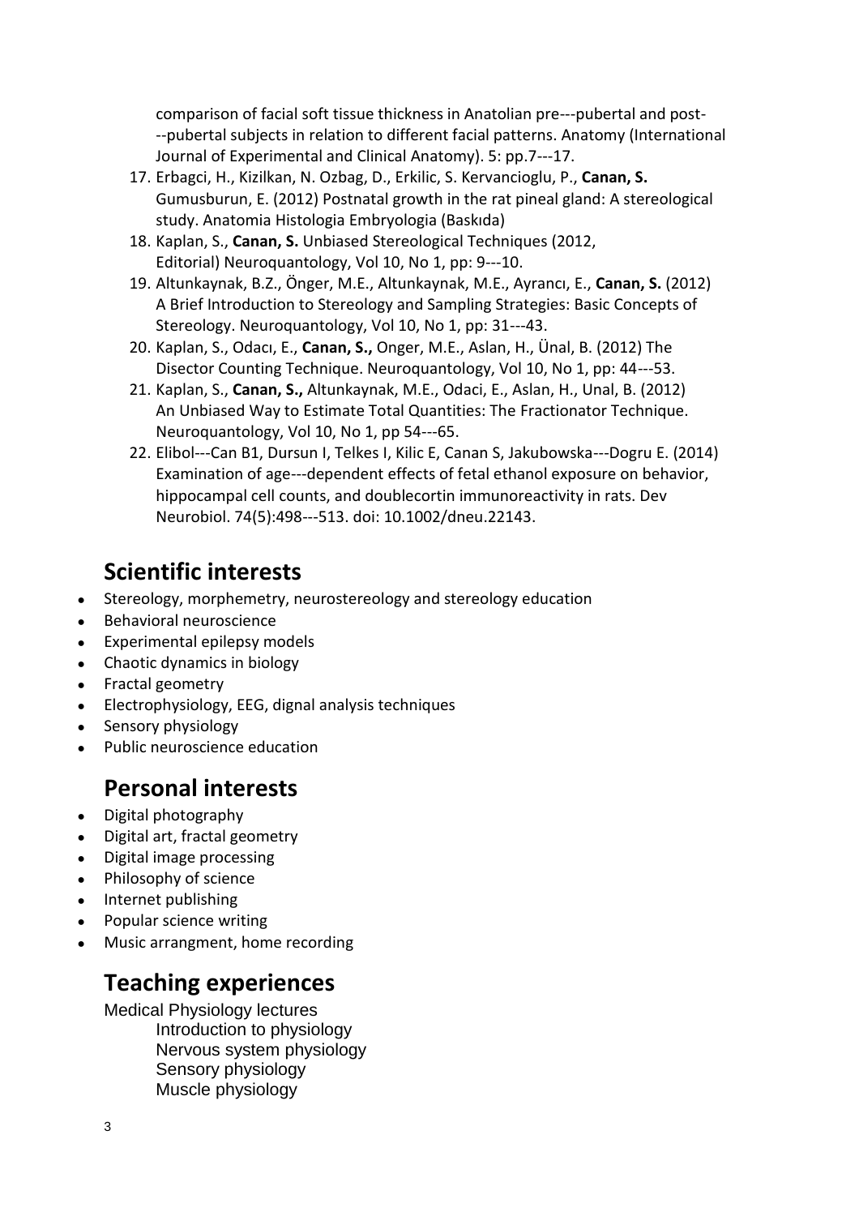comparison of facial soft tissue thickness in Anatolian pre---pubertal and post---pubertal subjects in relation to different facial patterns. Anatomy (International Journal of Experimental and Clinical Anatomy). 5: pp.7---17.

17. Erbagci, H., Kizilkan, N. Ozbag, D., Erkilic, S. Kervancioglu, P., **Canan, S.** Gumusburun, E. (2012) Postnatal growth in the rat pineal gland: A stereological study. Anatomia Histologia Embryologia (Baskıda)
18. Kaplan, S., **Canan, S.** Unbiased Stereological Techniques (2012, Editorial) Neuroquantology, Vol 10, No 1, pp: 9---10.
19. Altunkaynak, B.Z., Önger, M.E., Altunkaynak, M.E., Ayrancı, E., **Canan, S.** (2012) A Brief Introduction to Stereology and Sampling Strategies: Basic Concepts of Stereology. Neuroquantology, Vol 10, No 1, pp: 31---43.
20. Kaplan, S., Odacı, E., **Canan, S.,** Onger, M.E., Aslan, H., Ünal, B. (2012) The Disector Counting Technique. Neuroquantology, Vol 10, No 1, pp: 44---53.
21. Kaplan, S., **Canan, S.,** Altunkaynak, M.E., Odaci, E., Aslan, H., Unal, B. (2012) An Unbiased Way to Estimate Total Quantities: The Fractionator Technique. Neuroquantology, Vol 10, No 1, pp 54---65.
22. Elibol---Can B1, Dursun I, Telkes I, Kilic E, Canan S, Jakubowska---Dogru E. (2014) Examination of age---dependent effects of fetal ethanol exposure on behavior, hippocampal cell counts, and doublecortin immunoreactivity in rats. Dev Neurobiol. 74(5):498---513. doi: 10.1002/dneu.22143.

## Scientific interests

- Stereology, morphemetry, neurostereology and stereology education
- Behavioral neuroscience
- Experimental epilepsy models
- Chaotic dynamics in biology
- Fractal geometry
- Electrophysiology, EEG, dignal analysis techniques
- Sensory physiology
- Public neuroscience education

## Personal interests

- Digital photography
- Digital art, fractal geometry
- Digital image processing
- Philosophy of science
- Internet publishing
- Popular science writing
- Music arrangment, home recording

## Teaching experiences

Medical Physiology lectures

- Introduction to physiology
- Nervous system physiology
- Sensory physiology
- Muscle physiology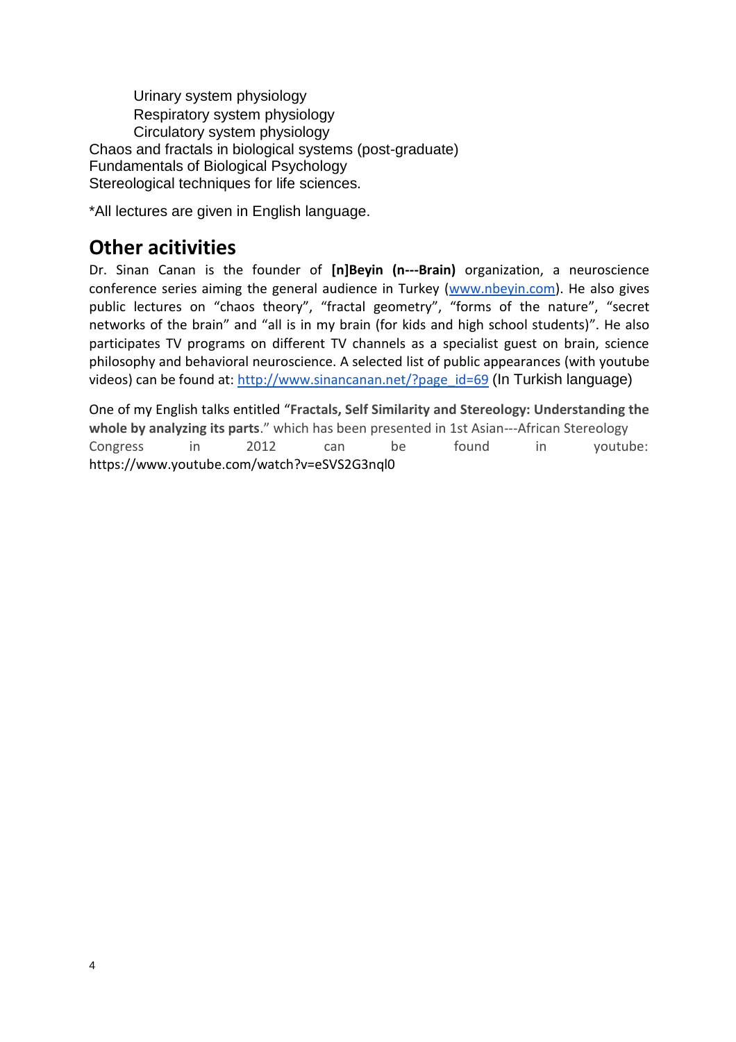- Urinary system physiology
- Respiratory system physiology
- Circulatory system physiology

Chaos and fractals in biological systems (post-graduate)
Fundamentals of Biological Psychology
Stereological techniques for life sciences.

*All lectures are given in English language.

## Other acitivities

Dr. Sinan Canan is the founder of **[n]Beyin (n---Brain)** organization, a neuroscience conference series aiming the general audience in Turkey ([www.nbeyin.com](www.nbeyin.com)). He also gives public lectures on “chaos theory”, “fractal geometry”, “forms of the nature”, “secret networks of the brain” and “all is in my brain (for kids and high school students)”. He also participates TV programs on different TV channels as a specialist guest on brain, science philosophy and behavioral neuroscience. A selected list of public appearances (with youtube videos) can be found at: [http://www.sinancanan.net/?page_id=69](http://www.sinancanan.net/?page_id=69) (In Turkish language)

One of my English talks entitled “**Fractals, Self Similarity and Stereology: Understanding the whole by analyzing its parts**.” which has been presented in 1st Asian---African Stereology Congress in 2012 can be found in youtube: https://www.youtube.com/watch?v=eSVS2G3nql0